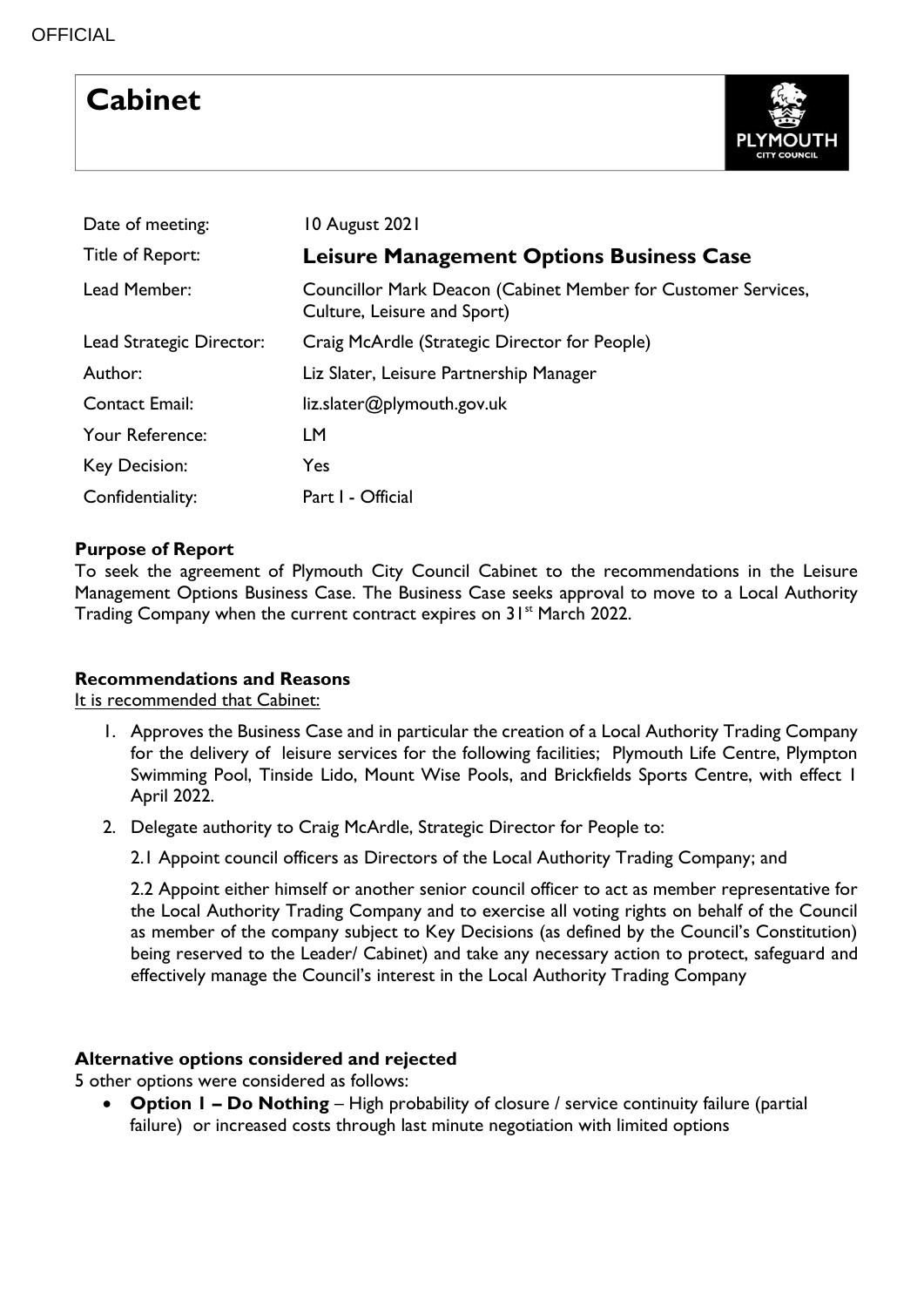OFFICIAL

# Cabinet

| | |
|---|---|
| Date of meeting: | 10 August 2021 |
| Title of Report: | **Leisure Management Options Business Case** |
| Lead Member: | Councillor Mark Deacon (Cabinet Member for Customer Services, Culture, Leisure and Sport) |
| Lead Strategic Director: | Craig McArdle (Strategic Director for People) |
| Author: | Liz Slater, Leisure Partnership Manager |
| Contact Email: | liz.slater@plymouth.gov.uk |
| Your Reference: | LM |
| Key Decision: | Yes |
| Confidentiality: | Part I - Official |

## Purpose of Report

To seek the agreement of Plymouth City Council Cabinet to the recommendations in the Leisure Management Options Business Case. The Business Case seeks approval to move to a Local Authority Trading Company when the current contract expires on 31st March 2022.

## Recommendations and Reasons

It is recommended that Cabinet:

1. Approves the Business Case and in particular the creation of a Local Authority Trading Company for the delivery of leisure services for the following facilities; Plymouth Life Centre, Plympton Swimming Pool, Tinside Lido, Mount Wise Pools, and Brickfields Sports Centre, with effect 1 April 2022.
2. Delegate authority to Craig McArdle, Strategic Director for People to:

   2.1 Appoint council officers as Directors of the Local Authority Trading Company; and

   2.2 Appoint either himself or another senior council officer to act as member representative for the Local Authority Trading Company and to exercise all voting rights on behalf of the Council as member of the company subject to Key Decisions (as defined by the Council's Constitution) being reserved to the Leader/ Cabinet) and take any necessary action to protect, safeguard and effectively manage the Council's interest in the Local Authority Trading Company

## Alternative options considered and rejected

5 other options were considered as follows:

- **Option 1 – Do Nothing** – High probability of closure / service continuity failure (partial failure) or increased costs through last minute negotiation with limited options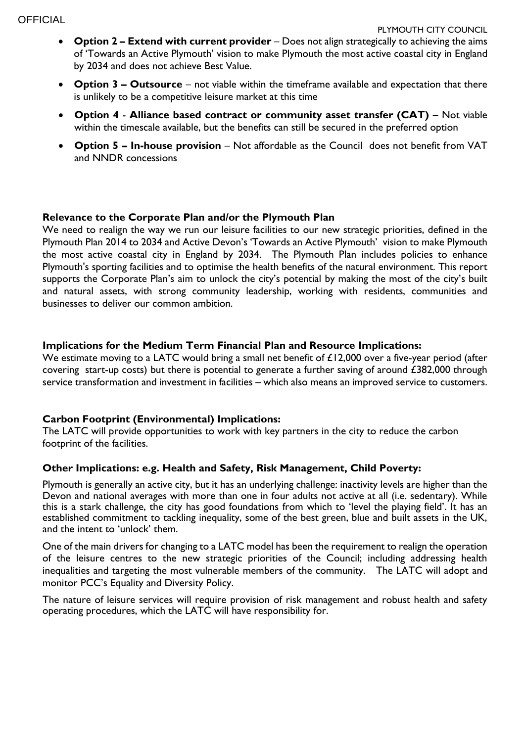- **Option 2 – Extend with current provider** – Does not align strategically to achieving the aims of 'Towards an Active Plymouth' vision to make Plymouth the most active coastal city in England by 2034 and does not achieve Best Value.
- **Option 3 – Outsource** – not viable within the timeframe available and expectation that there is unlikely to be a competitive leisure market at this time
- **Option 4** - **Alliance based contract or community asset transfer (CAT)** – Not viable within the timescale available, but the benefits can still be secured in the preferred option
- **Option 5 – In-house provision** – Not affordable as the Council does not benefit from VAT and NNDR concessions

**Relevance to the Corporate Plan and/or the Plymouth Plan**

We need to realign the way we run our leisure facilities to our new strategic priorities, defined in the Plymouth Plan 2014 to 2034 and Active Devon's 'Towards an Active Plymouth' vision to make Plymouth the most active coastal city in England by 2034. The Plymouth Plan includes policies to enhance Plymouth's sporting facilities and to optimise the health benefits of the natural environment. This report supports the Corporate Plan's aim to unlock the city's potential by making the most of the city's built and natural assets, with strong community leadership, working with residents, communities and businesses to deliver our common ambition.

**Implications for the Medium Term Financial Plan and Resource Implications:**

We estimate moving to a LATC would bring a small net benefit of £12,000 over a five-year period (after covering start-up costs) but there is potential to generate a further saving of around £382,000 through service transformation and investment in facilities – which also means an improved service to customers.

**Carbon Footprint (Environmental) Implications:**

The LATC will provide opportunities to work with key partners in the city to reduce the carbon footprint of the facilities.

**Other Implications: e.g. Health and Safety, Risk Management, Child Poverty:**

Plymouth is generally an active city, but it has an underlying challenge: inactivity levels are higher than the Devon and national averages with more than one in four adults not active at all (i.e. sedentary). While this is a stark challenge, the city has good foundations from which to 'level the playing field'. It has an established commitment to tackling inequality, some of the best green, blue and built assets in the UK, and the intent to 'unlock' them.

One of the main drivers for changing to a LATC model has been the requirement to realign the operation of the leisure centres to the new strategic priorities of the Council; including addressing health inequalities and targeting the most vulnerable members of the community. The LATC will adopt and monitor PCC's Equality and Diversity Policy.

The nature of leisure services will require provision of risk management and robust health and safety operating procedures, which the LATC will have responsibility for.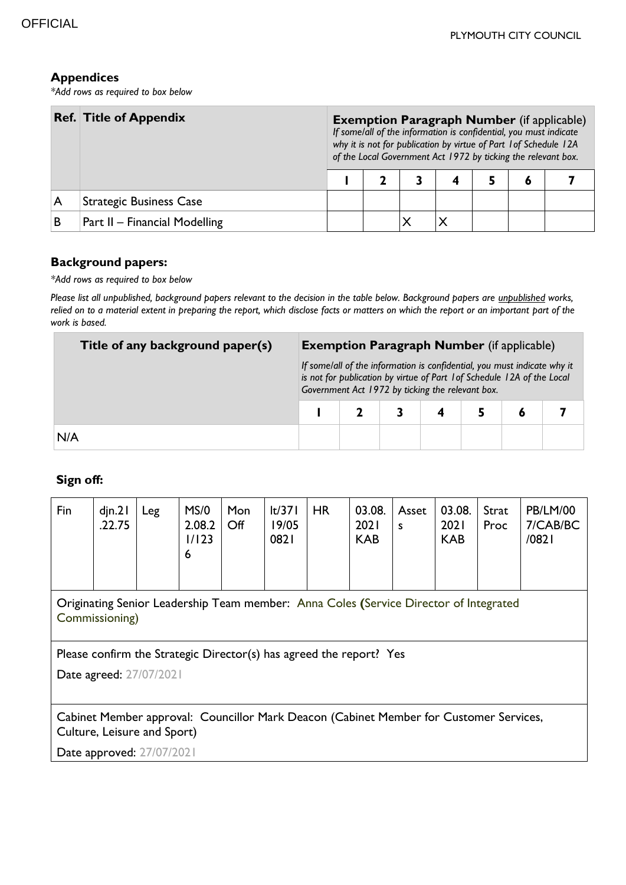### Appendices

*\*Add rows as required to box below*

| Ref. | Title of Appendix | Exemption Paragraph Number (if applicable) *If some/all of the information is confidential, you must indicate why it is not for publication by virtue of Part 1of Schedule 12A of the Local Government Act 1972 by ticking the relevant box.* | | | | | | |
|---|---|---|---|---|---|---|---|---|
| | | 1 | 2 | 3 | 4 | 5 | 6 | 7 |
| A | Strategic Business Case | | | | | | | |
| B | Part II – Financial Modelling | | | X | X | | | |

### Background papers:

*\*Add rows as required to box below*

*Please list all unpublished, background papers relevant to the decision in the table below. Background papers are unpublished works, relied on to a material extent in preparing the report, which disclose facts or matters on which the report or an important part of the work is based.*

| Title of any background paper(s) | Exemption Paragraph Number (if applicable) *If some/all of the information is confidential, you must indicate why it is not for publication by virtue of Part 1of Schedule 12A of the Local Government Act 1972 by ticking the relevant box.* | | | | | | |
|---|---|---|---|---|---|---|---|
| | 1 | 2 | 3 | 4 | 5 | 6 | 7 |
| N/A | | | | | | | |

### Sign off:

| Fin | djn.21.22.75 | Leg | MS/02.08.21/1236 | Mon Off | lt/37119/050821 | HR | 03.08.2021 KAB | Assets | 03.08.2021 KAB | Strat Proc | PB/LM/007/CAB/BC/0821 |
|---|---|---|---|---|---|---|---|---|---|---|---|

Originating Senior Leadership Team member: Anna Coles (Service Director of Integrated Commissioning)

Please confirm the Strategic Director(s) has agreed the report? Yes

Date agreed: 27/07/2021

Cabinet Member approval: Councillor Mark Deacon (Cabinet Member for Customer Services, Culture, Leisure and Sport)

Date approved: 27/07/2021